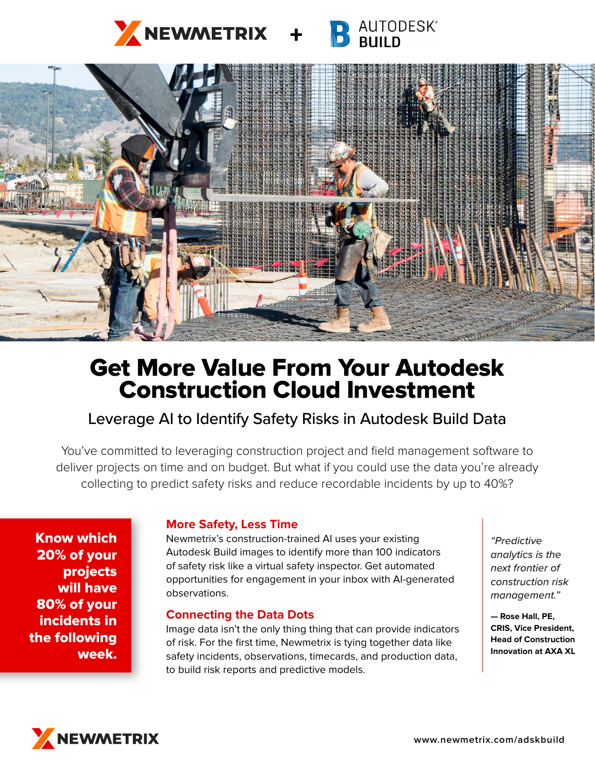NEWMETRIX + AUTODESK® BUILD

# Get More Value From Your Autodesk Construction Cloud Investment

## Leverage AI to Identify Safety Risks in Autodesk Build Data

You've committed to leveraging construction project and field management software to deliver projects on time and on budget. But what if you could use the data you're already collecting to predict safety risks and reduce recordable incidents by up to 40%?

**Know which 20% of your projects will have 80% of your incidents in the following week.**

### More Safety, Less Time

Newmetrix's construction-trained AI uses your existing Autodesk Build images to identify more than 100 indicators of safety risk like a virtual safety inspector. Get automated opportunities for engagement in your inbox with AI-generated observations.

### Connecting the Data Dots

Image data isn't the only thing thing that can provide indicators of risk. For the first time, Newmetrix is tying together data like safety incidents, observations, timecards, and production data, to build risk reports and predictive models.

*"Predictive analytics is the next frontier of construction risk management."*

**— Rose Hall, PE, CRIS, Vice President, Head of Construction Innovation at AXA XL**

NEWMETRIX

www.newmetrix.com/adskbuild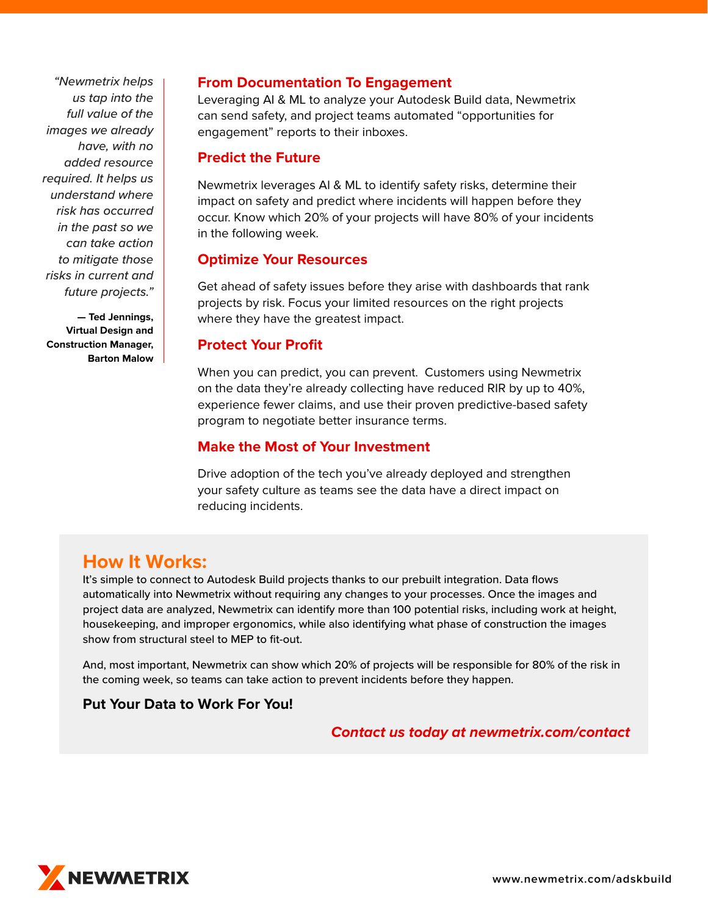> *"Newmetrix helps us tap into the full value of the images we already have, with no added resource required. It helps us understand where risk has occurred in the past so we can take action to mitigate those risks in current and future projects."*
>
> **— Ted Jennings, Virtual Design and Construction Manager, Barton Malow**

## From Documentation To Engagement

Leveraging AI & ML to analyze your Autodesk Build data, Newmetrix can send safety, and project teams automated "opportunities for engagement" reports to their inboxes.

## Predict the Future

Newmetrix leverages AI & ML to identify safety risks, determine their impact on safety and predict where incidents will happen before they occur. Know which 20% of your projects will have 80% of your incidents in the following week.

## Optimize Your Resources

Get ahead of safety issues before they arise with dashboards that rank projects by risk. Focus your limited resources on the right projects where they have the greatest impact.

## Protect Your Profit

When you can predict, you can prevent. Customers using Newmetrix on the data they're already collecting have reduced RIR by up to 40%, experience fewer claims, and use their proven predictive-based safety program to negotiate better insurance terms.

## Make the Most of Your Investment

Drive adoption of the tech you've already deployed and strengthen your safety culture as teams see the data have a direct impact on reducing incidents.

## How It Works:

It's simple to connect to Autodesk Build projects thanks to our prebuilt integration. Data flows automatically into Newmetrix without requiring any changes to your processes. Once the images and project data are analyzed, Newmetrix can identify more than 100 potential risks, including work at height, housekeeping, and improper ergonomics, while also identifying what phase of construction the images show from structural steel to MEP to fit-out.

And, most important, Newmetrix can show which 20% of projects will be responsible for 80% of the risk in the coming week, so teams can take action to prevent incidents before they happen.

**Put Your Data to Work For You!**

***Contact us today at newmetrix.com/contact***

NEWMETRIX

www.newmetrix.com/adskbuild